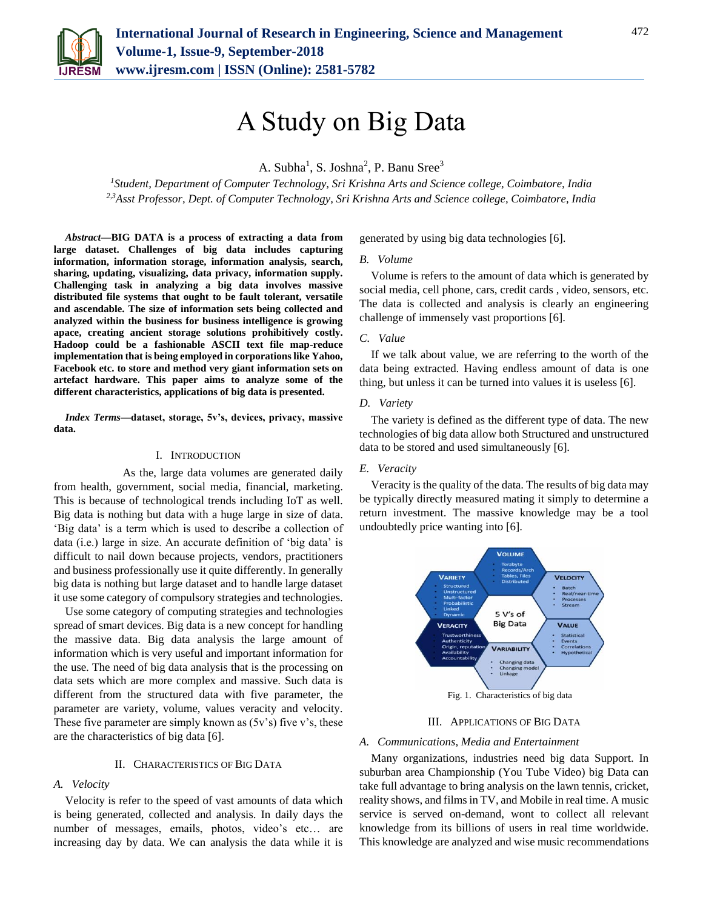# A Study on Big Data

A. Subha[1], S. Joshna[2], P. Banu Sree[3]

[1]*Student, Department of Computer Technology, Sri Krishna Arts and Science college, Coimbatore, India*
[2,3]*Asst Professor, Dept. of Computer Technology, Sri Krishna Arts and Science college, Coimbatore, India*

***Abstract*—BIG DATA is a process of extracting a data from large dataset. Challenges of big data includes capturing information, information storage, information analysis, search, sharing, updating, visualizing, data privacy, information supply. Challenging task in analyzing a big data involves massive distributed file systems that ought to be fault tolerant, versatile and ascendable. The size of information sets being collected and analyzed within the business for business intelligence is growing apace, creating ancient storage solutions prohibitively costly. Hadoop could be a fashionable ASCII text file map-reduce implementation that is being employed in corporations like Yahoo, Facebook etc. to store and method very giant information sets on artefact hardware. This paper aims to analyze some of the different characteristics, applications of big data is presented.**

***Index Terms*—dataset, storage, 5v's, devices, privacy, massive data.**

## I. Introduction

As the, large data volumes are generated daily from health, government, social media, financial, marketing. This is because of technological trends including IoT as well. Big data is nothing but data with a huge large in size of data. 'Big data' is a term which is used to describe a collection of data (i.e.) large in size. An accurate definition of 'big data' is difficult to nail down because projects, vendors, practitioners and business professionally use it quite differently. In generally big data is nothing but large dataset and to handle large dataset it use some category of compulsory strategies and technologies.

Use some category of computing strategies and technologies spread of smart devices. Big data is a new concept for handling the massive data. Big data analysis the large amount of information which is very useful and important information for the use. The need of big data analysis that is the processing on data sets which are more complex and massive. Such data is different from the structured data with five parameter, the parameter are variety, volume, values veracity and velocity. These five parameter are simply known as (5v's) five v's, these are the characteristics of big data [6].

## II. Characteristics of Big Data

### *A. Velocity*

Velocity is refer to the speed of vast amounts of data which is being generated, collected and analysis. In daily days the number of messages, emails, photos, video's etc… are increasing day by data. We can analysis the data while it is generated by using big data technologies [6].

### *B. Volume*

Volume is refers to the amount of data which is generated by social media, cell phone, cars, credit cards , video, sensors, etc. The data is collected and analysis is clearly an engineering challenge of immensely vast proportions [6].

### *C. Value*

If we talk about value, we are referring to the worth of the data being extracted. Having endless amount of data is one thing, but unless it can be turned into values it is useless [6].

### *D. Variety*

The variety is defined as the different type of data. The new technologies of big data allow both Structured and unstructured data to be stored and used simultaneously [6].

### *E. Veracity*

Veracity is the quality of the data. The results of big data may be typically directly measured mating it simply to determine a return investment. The massive knowledge may be a tool undoubtedly price wanting into [6].

Fig. 1. Characteristics of big data

## III. Applications of Big Data

### *A. Communications, Media and Entertainment*

Many organizations, industries need big data Support. In suburban area Championship (You Tube Video) big Data can take full advantage to bring analysis on the lawn tennis, cricket, reality shows, and films in TV, and Mobile in real time. A music service is served on-demand, wont to collect all relevant knowledge from its billions of users in real time worldwide. This knowledge are analyzed and wise music recommendations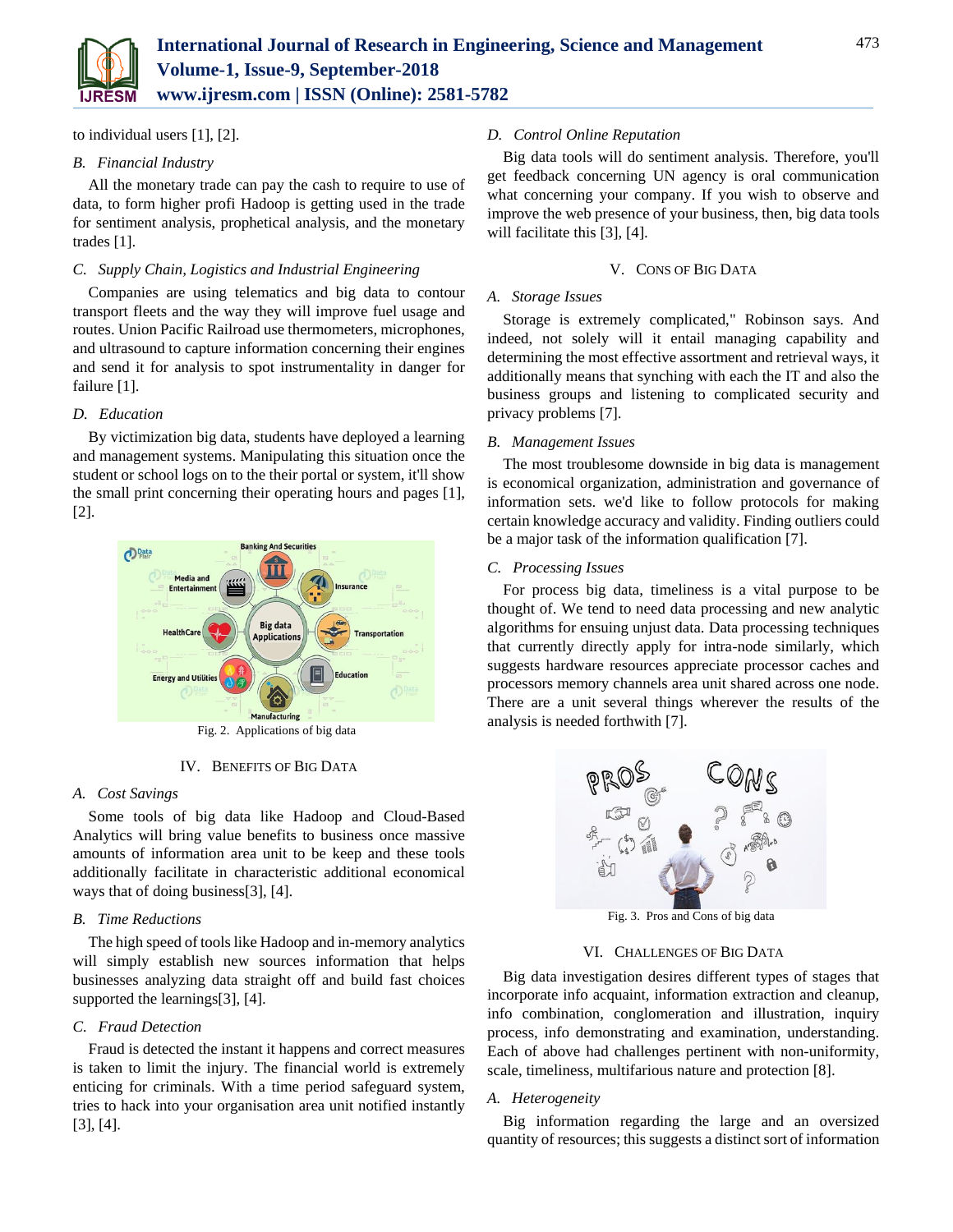to individual users [1], [2].

### B. Financial Industry

All the monetary trade can pay the cash to require to use of data, to form higher profi Hadoop is getting used in the trade for sentiment analysis, prophetical analysis, and the monetary trades [1].

### C. Supply Chain, Logistics and Industrial Engineering

Companies are using telematics and big data to contour transport fleets and the way they will improve fuel usage and routes. Union Pacific Railroad use thermometers, microphones, and ultrasound to capture information concerning their engines and send it for analysis to spot instrumentality in danger for failure [1].

### D. Education

By victimization big data, students have deployed a learning and management systems. Manipulating this situation once the student or school logs on to the their portal or system, it'll show the small print concerning their operating hours and pages [1], [2].

Fig. 2. Applications of big data

## IV. Benefits of Big Data

### A. Cost Savings

Some tools of big data like Hadoop and Cloud-Based Analytics will bring value benefits to business once massive amounts of information area unit to be keep and these tools additionally facilitate in characteristic additional economical ways that of doing business[3], [4].

### B. Time Reductions

The high speed of tools like Hadoop and in-memory analytics will simply establish new sources information that helps businesses analyzing data straight off and build fast choices supported the learnings[3], [4].

### C. Fraud Detection

Fraud is detected the instant it happens and correct measures is taken to limit the injury. The financial world is extremely enticing for criminals. With a time period safeguard system, tries to hack into your organisation area unit notified instantly [3], [4].

### D. Control Online Reputation

Big data tools will do sentiment analysis. Therefore, you'll get feedback concerning UN agency is oral communication what concerning your company. If you wish to observe and improve the web presence of your business, then, big data tools will facilitate this [3], [4].

## V. Cons of Big Data

### A. Storage Issues

Storage is extremely complicated," Robinson says. And indeed, not solely will it entail managing capability and determining the most effective assortment and retrieval ways, it additionally means that synching with each the IT and also the business groups and listening to complicated security and privacy problems [7].

### B. Management Issues

The most troublesome downside in big data is management is economical organization, administration and governance of information sets. we'd like to follow protocols for making certain knowledge accuracy and validity. Finding outliers could be a major task of the information qualification [7].

### C. Processing Issues

For process big data, timeliness is a vital purpose to be thought of. We tend to need data processing and new analytic algorithms for ensuing unjust data. Data processing techniques that currently directly apply for intra-node similarly, which suggests hardware resources appreciate processor caches and processors memory channels area unit shared across one node. There are a unit several things wherever the results of the analysis is needed forthwith [7].

Fig. 3. Pros and Cons of big data

## VI. Challenges of Big Data

Big data investigation desires different types of stages that incorporate info acquaint, information extraction and cleanup, info combination, conglomeration and illustration, inquiry process, info demonstrating and examination, understanding. Each of above had challenges pertinent with non-uniformity, scale, timeliness, multifarious nature and protection [8].

### A. Heterogeneity

Big information regarding the large and an oversized quantity of resources; this suggests a distinct sort of information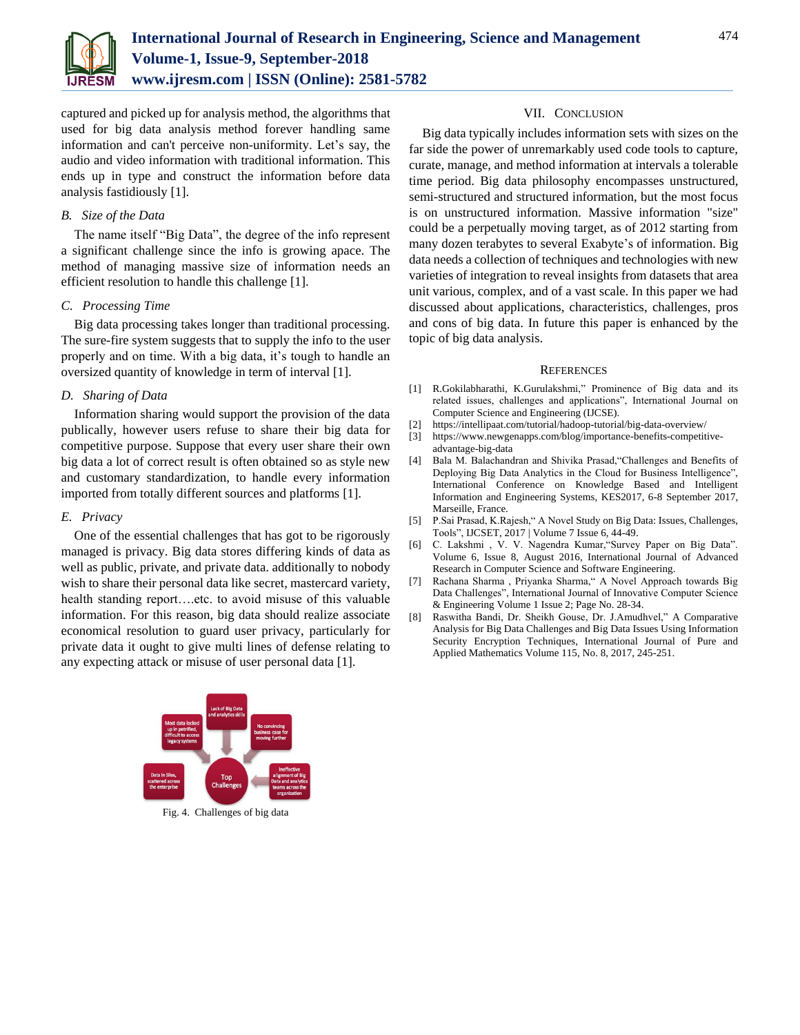captured and picked up for analysis method, the algorithms that used for big data analysis method forever handling same information and can't perceive non-uniformity. Let's say, the audio and video information with traditional information. This ends up in type and construct the information before data analysis fastidiously [1].

### B. Size of the Data

The name itself "Big Data", the degree of the info represent a significant challenge since the info is growing apace. The method of managing massive size of information needs an efficient resolution to handle this challenge [1].

### C. Processing Time

Big data processing takes longer than traditional processing. The sure-fire system suggests that to supply the info to the user properly and on time. With a big data, it's tough to handle an oversized quantity of knowledge in term of interval [1].

### D. Sharing of Data

Information sharing would support the provision of the data publically, however users refuse to share their big data for competitive purpose. Suppose that every user share their own big data a lot of correct result is often obtained so as style new and customary standardization, to handle every information imported from totally different sources and platforms [1].

### E. Privacy

One of the essential challenges that has got to be rigorously managed is privacy. Big data stores differing kinds of data as well as public, private, and private data. additionally to nobody wish to share their personal data like secret, mastercard variety, health standing report….etc. to avoid misuse of this valuable information. For this reason, big data should realize associate economical resolution to guard user privacy, particularly for private data it ought to give multi lines of defense relating to any expecting attack or misuse of user personal data [1].

Lack of Big Data and analytics skills

Most data locked up in petrified, difficult to access legacy systems

No convincing business case for moving further

Data in Silos, scattered across the enterprise

Top Challenges

Ineffective alignment of Big Data and analytics teams across the organization

Fig. 4. Challenges of big data

## VII. Conclusion

Big data typically includes information sets with sizes on the far side the power of unremarkably used code tools to capture, curate, manage, and method information at intervals a tolerable time period. Big data philosophy encompasses unstructured, semi-structured and structured information, but the most focus is on unstructured information. Massive information "size" could be a perpetually moving target, as of 2012 starting from many dozen terabytes to several Exabyte's of information. Big data needs a collection of techniques and technologies with new varieties of integration to reveal insights from datasets that area unit various, complex, and of a vast scale. In this paper we had discussed about applications, characteristics, challenges, pros and cons of big data. In future this paper is enhanced by the topic of big data analysis.

## References

[1] R.Gokilabharathi, K.Gurulakshmi," Prominence of Big data and its related issues, challenges and applications", International Journal on Computer Science and Engineering (IJCSE).

[2] https://intellipaat.com/tutorial/hadoop-tutorial/big-data-overview/

[3] https://www.newgenapps.com/blog/importance-benefits-competitive-advantage-big-data

[4] Bala M. Balachandran and Shivika Prasad,"Challenges and Benefits of Deploying Big Data Analytics in the Cloud for Business Intelligence", International Conference on Knowledge Based and Intelligent Information and Engineering Systems, KES2017, 6-8 September 2017, Marseille, France.

[5] P.Sai Prasad, K.Rajesh," A Novel Study on Big Data: Issues, Challenges, Tools", IJCSET, 2017 | Volume 7 Issue 6, 44-49.

[6] C. Lakshmi , V. V. Nagendra Kumar,"Survey Paper on Big Data". Volume 6, Issue 8, August 2016, International Journal of Advanced Research in Computer Science and Software Engineering.

[7] Rachana Sharma , Priyanka Sharma," A Novel Approach towards Big Data Challenges", International Journal of Innovative Computer Science & Engineering Volume 1 Issue 2; Page No. 28-34.

[8] Raswitha Bandi, Dr. Sheikh Gouse, Dr. J.Amudhvel," A Comparative Analysis for Big Data Challenges and Big Data Issues Using Information Security Encryption Techniques, International Journal of Pure and Applied Mathematics Volume 115, No. 8, 2017, 245-251.